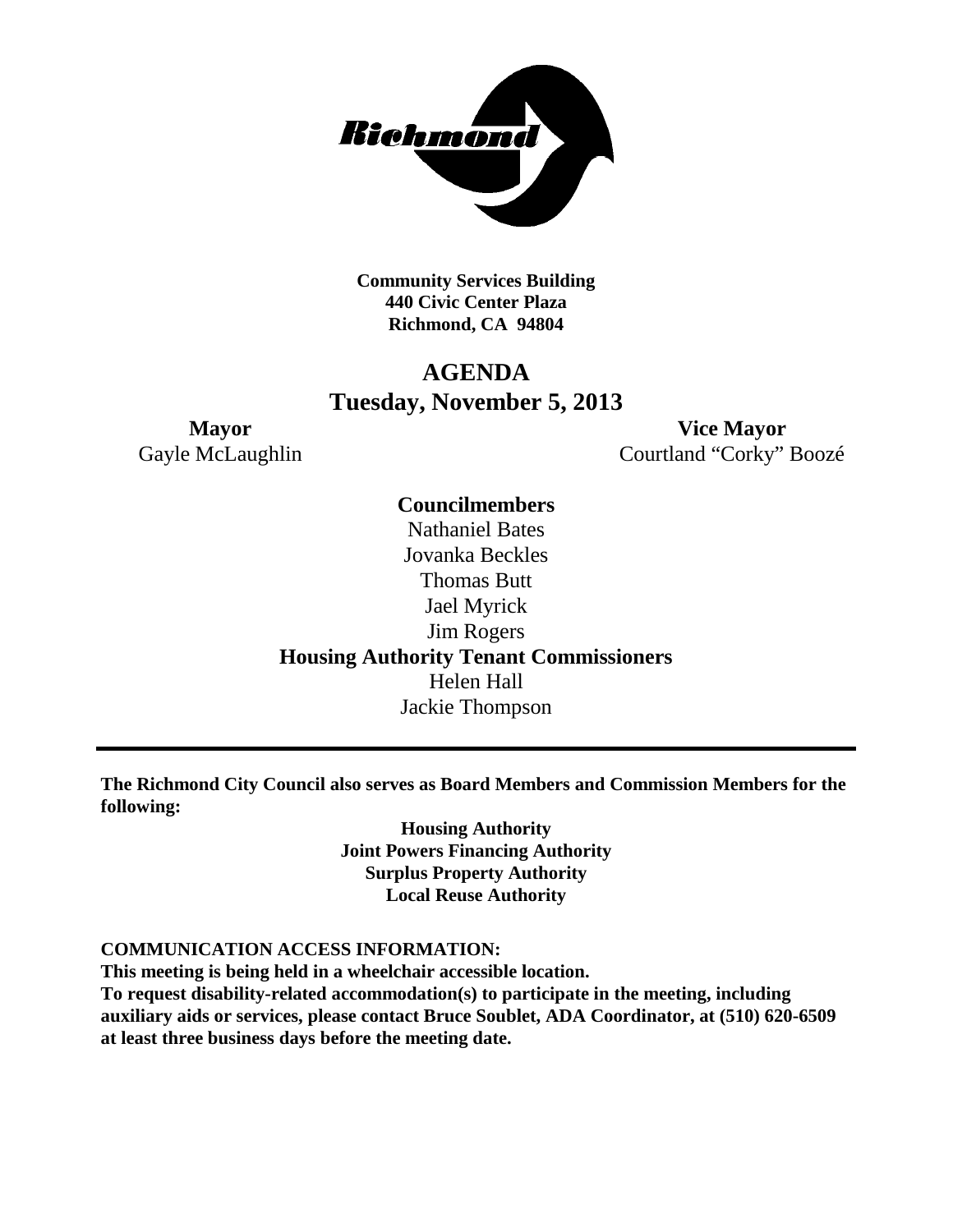Richmond

**Community Services Building**
**440 Civic Center Plaza**
**Richmond, CA 94804**

# AGENDA
## Tuesday, November 5, 2013

**Mayor**
Gayle McLaughlin

**Vice Mayor**
Courtland "Corky" Boozé

**Councilmembers**
Nathaniel Bates
Jovanka Beckles
Thomas Butt
Jael Myrick
Jim Rogers

**Housing Authority Tenant Commissioners**
Helen Hall
Jackie Thompson

---

**The Richmond City Council also serves as Board Members and Commission Members for the following:**

**Housing Authority**
**Joint Powers Financing Authority**
**Surplus Property Authority**
**Local Reuse Authority**

**COMMUNICATION ACCESS INFORMATION:**
**This meeting is being held in a wheelchair accessible location.**
**To request disability-related accommodation(s) to participate in the meeting, including auxiliary aids or services, please contact Bruce Soublet, ADA Coordinator, at (510) 620-6509 at least three business days before the meeting date.**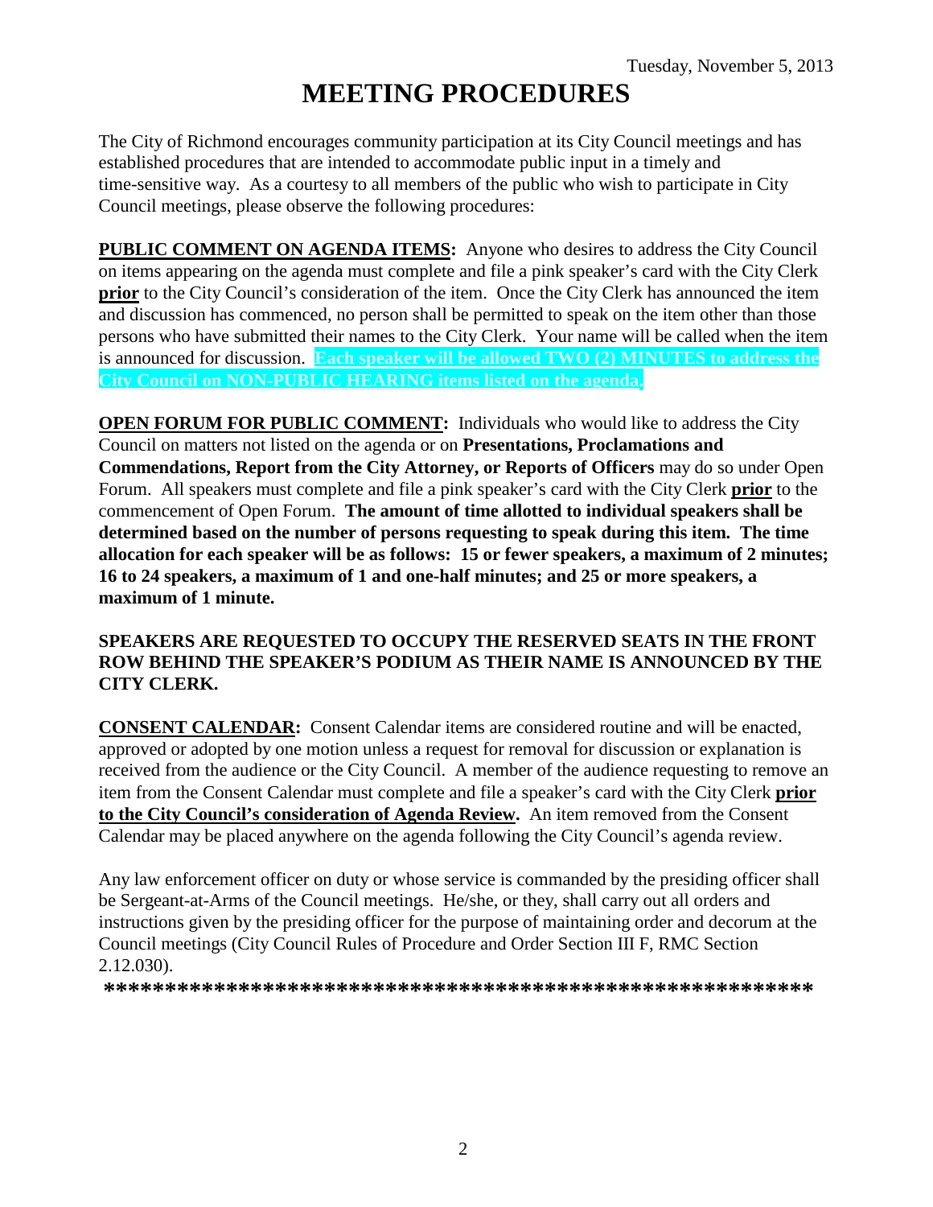Tuesday, November 5, 2013

# MEETING PROCEDURES

The City of Richmond encourages community participation at its City Council meetings and has established procedures that are intended to accommodate public input in a timely and time-sensitive way. As a courtesy to all members of the public who wish to participate in City Council meetings, please observe the following procedures:

**PUBLIC COMMENT ON AGENDA ITEMS:** Anyone who desires to address the City Council on items appearing on the agenda must complete and file a pink speaker's card with the City Clerk **prior** to the City Council's consideration of the item. Once the City Clerk has announced the item and discussion has commenced, no person shall be permitted to speak on the item other than those persons who have submitted their names to the City Clerk. Your name will be called when the item is announced for discussion. **Each speaker will be allowed TWO (2) MINUTES to address the City Council on NON-PUBLIC HEARING items listed on the agenda.**

**OPEN FORUM FOR PUBLIC COMMENT:** Individuals who would like to address the City Council on matters not listed on the agenda or on **Presentations, Proclamations and Commendations, Report from the City Attorney, or Reports of Officers** may do so under Open Forum. All speakers must complete and file a pink speaker's card with the City Clerk **prior** to the commencement of Open Forum. **The amount of time allotted to individual speakers shall be determined based on the number of persons requesting to speak during this item. The time allocation for each speaker will be as follows: 15 or fewer speakers, a maximum of 2 minutes; 16 to 24 speakers, a maximum of 1 and one-half minutes; and 25 or more speakers, a maximum of 1 minute.**

**SPEAKERS ARE REQUESTED TO OCCUPY THE RESERVED SEATS IN THE FRONT ROW BEHIND THE SPEAKER'S PODIUM AS THEIR NAME IS ANNOUNCED BY THE CITY CLERK.**

**CONSENT CALENDAR:** Consent Calendar items are considered routine and will be enacted, approved or adopted by one motion unless a request for removal for discussion or explanation is received from the audience or the City Council. A member of the audience requesting to remove an item from the Consent Calendar must complete and file a speaker's card with the City Clerk **prior to the City Council's consideration of Agenda Review.** An item removed from the Consent Calendar may be placed anywhere on the agenda following the City Council's agenda review.

Any law enforcement officer on duty or whose service is commanded by the presiding officer shall be Sergeant-at-Arms of the Council meetings. He/she, or they, shall carry out all orders and instructions given by the presiding officer for the purpose of maintaining order and decorum at the Council meetings (City Council Rules of Procedure and Order Section III F, RMC Section 2.12.030).

**********************************************************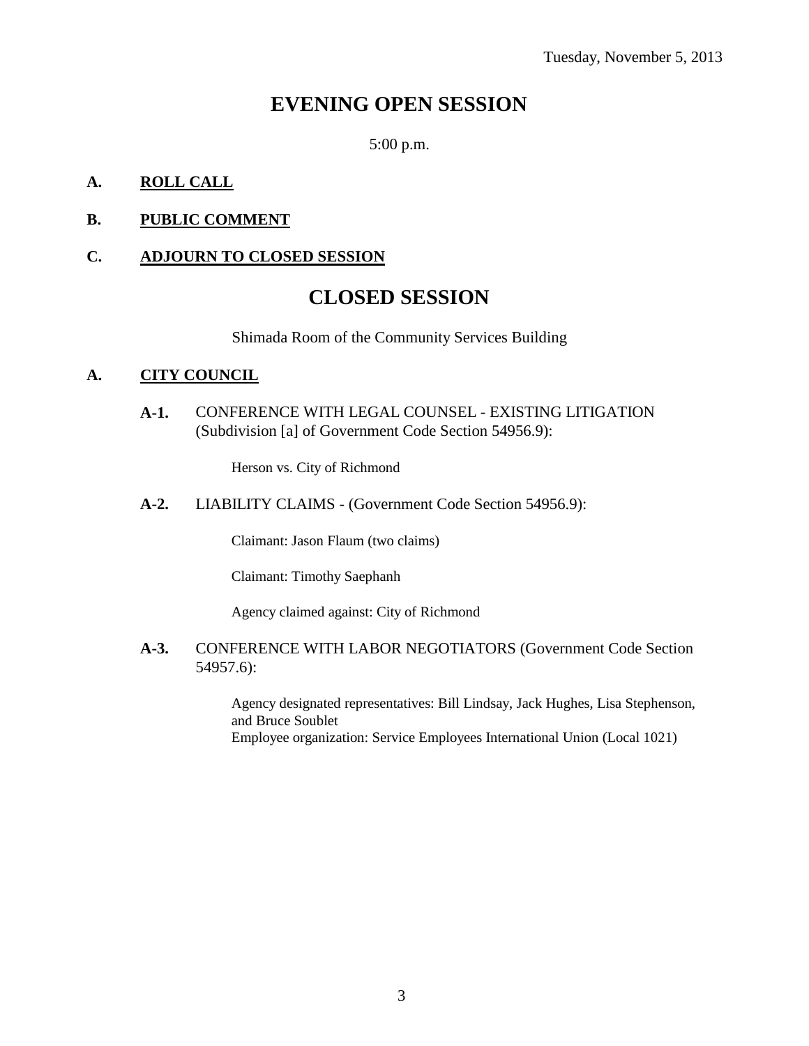Tuesday, November 5, 2013

# EVENING OPEN SESSION

5:00 p.m.

**A. ROLL CALL**

**B. PUBLIC COMMENT**

**C. ADJOURN TO CLOSED SESSION**

# CLOSED SESSION

Shimada Room of the Community Services Building

**A. CITY COUNCIL**

**A-1.** CONFERENCE WITH LEGAL COUNSEL - EXISTING LITIGATION (Subdivision [a] of Government Code Section 54956.9):

Herson vs. City of Richmond

**A-2.** LIABILITY CLAIMS - (Government Code Section 54956.9):

Claimant: Jason Flaum (two claims)

Claimant: Timothy Saephanh

Agency claimed against: City of Richmond

**A-3.** CONFERENCE WITH LABOR NEGOTIATORS (Government Code Section 54957.6):

Agency designated representatives: Bill Lindsay, Jack Hughes, Lisa Stephenson, and Bruce Soublet
Employee organization: Service Employees International Union (Local 1021)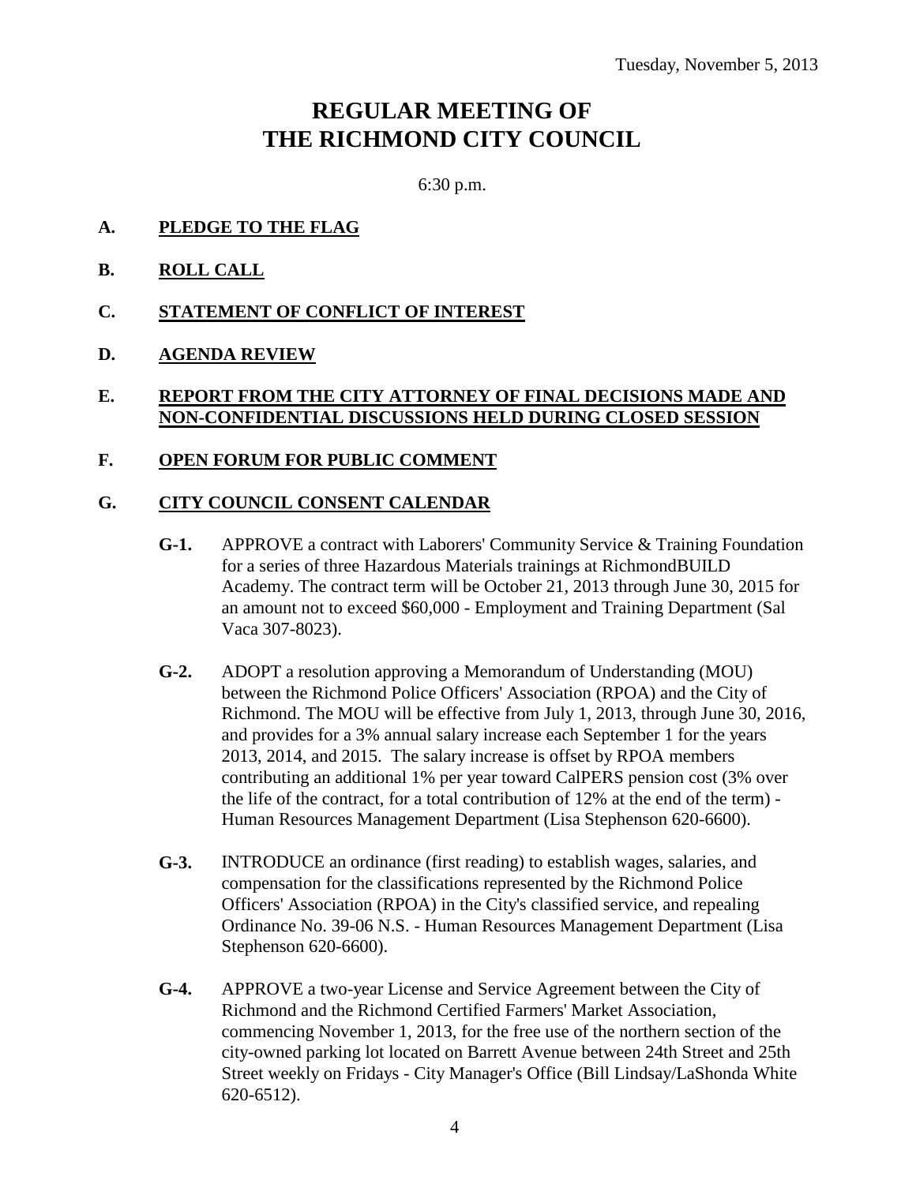Tuesday, November 5, 2013

# REGULAR MEETING OF THE RICHMOND CITY COUNCIL

6:30 p.m.

**A. PLEDGE TO THE FLAG**

**B. ROLL CALL**

**C. STATEMENT OF CONFLICT OF INTEREST**

**D. AGENDA REVIEW**

**E. REPORT FROM THE CITY ATTORNEY OF FINAL DECISIONS MADE AND NON-CONFIDENTIAL DISCUSSIONS HELD DURING CLOSED SESSION**

**F. OPEN FORUM FOR PUBLIC COMMENT**

**G. CITY COUNCIL CONSENT CALENDAR**

**G-1.** APPROVE a contract with Laborers' Community Service & Training Foundation for a series of three Hazardous Materials trainings at RichmondBUILD Academy. The contract term will be October 21, 2013 through June 30, 2015 for an amount not to exceed $60,000 - Employment and Training Department (Sal Vaca 307-8023).

**G-2.** ADOPT a resolution approving a Memorandum of Understanding (MOU) between the Richmond Police Officers' Association (RPOA) and the City of Richmond. The MOU will be effective from July 1, 2013, through June 30, 2016, and provides for a 3% annual salary increase each September 1 for the years 2013, 2014, and 2015. The salary increase is offset by RPOA members contributing an additional 1% per year toward CalPERS pension cost (3% over the life of the contract, for a total contribution of 12% at the end of the term) - Human Resources Management Department (Lisa Stephenson 620-6600).

**G-3.** INTRODUCE an ordinance (first reading) to establish wages, salaries, and compensation for the classifications represented by the Richmond Police Officers' Association (RPOA) in the City's classified service, and repealing Ordinance No. 39-06 N.S. - Human Resources Management Department (Lisa Stephenson 620-6600).

**G-4.** APPROVE a two-year License and Service Agreement between the City of Richmond and the Richmond Certified Farmers' Market Association, commencing November 1, 2013, for the free use of the northern section of the city-owned parking lot located on Barrett Avenue between 24th Street and 25th Street weekly on Fridays - City Manager's Office (Bill Lindsay/LaShonda White 620-6512).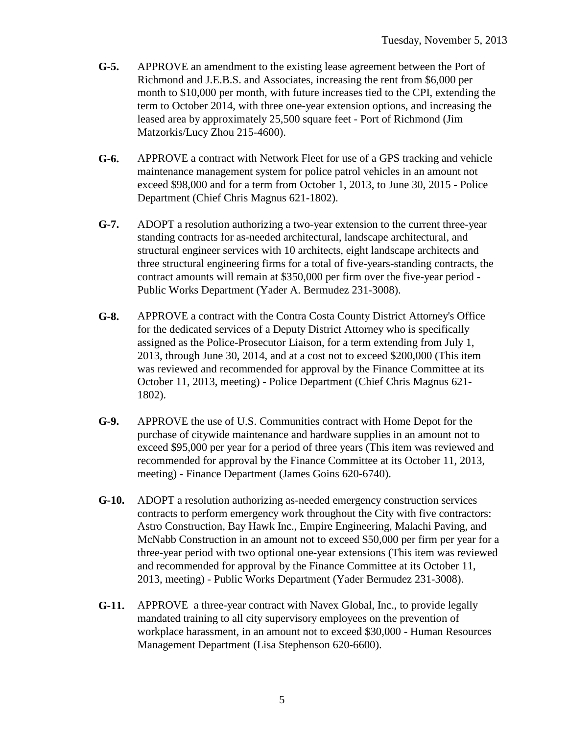**G-5.** APPROVE an amendment to the existing lease agreement between the Port of Richmond and J.E.B.S. and Associates, increasing the rent from $6,000 per month to $10,000 per month, with future increases tied to the CPI, extending the term to October 2014, with three one-year extension options, and increasing the leased area by approximately 25,500 square feet - Port of Richmond (Jim Matzorkis/Lucy Zhou 215-4600).

**G-6.** APPROVE a contract with Network Fleet for use of a GPS tracking and vehicle maintenance management system for police patrol vehicles in an amount not exceed $98,000 and for a term from October 1, 2013, to June 30, 2015 - Police Department (Chief Chris Magnus 621-1802).

**G-7.** ADOPT a resolution authorizing a two-year extension to the current three-year standing contracts for as-needed architectural, landscape architectural, and structural engineer services with 10 architects, eight landscape architects and three structural engineering firms for a total of five-years-standing contracts, the contract amounts will remain at $350,000 per firm over the five-year period - Public Works Department (Yader A. Bermudez 231-3008).

**G-8.** APPROVE a contract with the Contra Costa County District Attorney's Office for the dedicated services of a Deputy District Attorney who is specifically assigned as the Police-Prosecutor Liaison, for a term extending from July 1, 2013, through June 30, 2014, and at a cost not to exceed $200,000 (This item was reviewed and recommended for approval by the Finance Committee at its October 11, 2013, meeting) - Police Department (Chief Chris Magnus 621-1802).

**G-9.** APPROVE the use of U.S. Communities contract with Home Depot for the purchase of citywide maintenance and hardware supplies in an amount not to exceed $95,000 per year for a period of three years (This item was reviewed and recommended for approval by the Finance Committee at its October 11, 2013, meeting) - Finance Department (James Goins 620-6740).

**G-10.** ADOPT a resolution authorizing as-needed emergency construction services contracts to perform emergency work throughout the City with five contractors: Astro Construction, Bay Hawk Inc., Empire Engineering, Malachi Paving, and McNabb Construction in an amount not to exceed $50,000 per firm per year for a three-year period with two optional one-year extensions (This item was reviewed and recommended for approval by the Finance Committee at its October 11, 2013, meeting) - Public Works Department (Yader Bermudez 231-3008).

**G-11.** APPROVE a three-year contract with Navex Global, Inc., to provide legally mandated training to all city supervisory employees on the prevention of workplace harassment, in an amount not to exceed $30,000 - Human Resources Management Department (Lisa Stephenson 620-6600).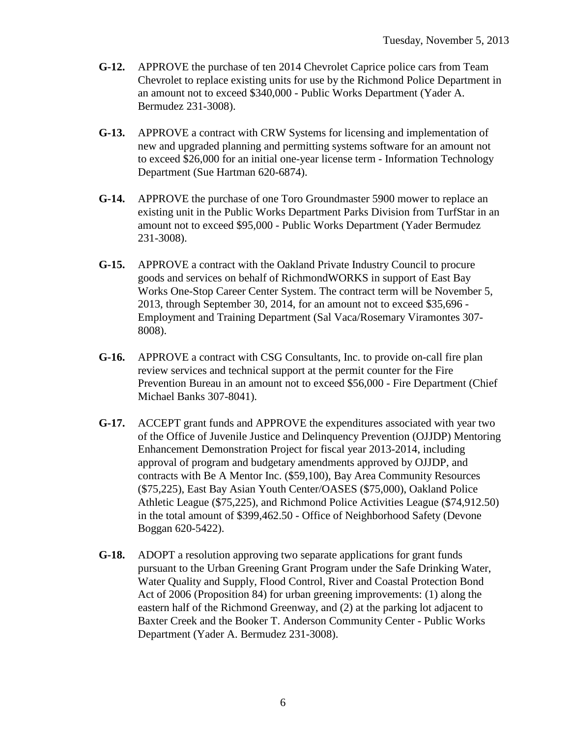**G-12.** APPROVE the purchase of ten 2014 Chevrolet Caprice police cars from Team Chevrolet to replace existing units for use by the Richmond Police Department in an amount not to exceed $340,000 - Public Works Department (Yader A. Bermudez 231-3008).

**G-13.** APPROVE a contract with CRW Systems for licensing and implementation of new and upgraded planning and permitting systems software for an amount not to exceed $26,000 for an initial one-year license term - Information Technology Department (Sue Hartman 620-6874).

**G-14.** APPROVE the purchase of one Toro Groundmaster 5900 mower to replace an existing unit in the Public Works Department Parks Division from TurfStar in an amount not to exceed $95,000 - Public Works Department (Yader Bermudez 231-3008).

**G-15.** APPROVE a contract with the Oakland Private Industry Council to procure goods and services on behalf of RichmondWORKS in support of East Bay Works One-Stop Career Center System. The contract term will be November 5, 2013, through September 30, 2014, for an amount not to exceed $35,696 - Employment and Training Department (Sal Vaca/Rosemary Viramontes 307-8008).

**G-16.** APPROVE a contract with CSG Consultants, Inc. to provide on-call fire plan review services and technical support at the permit counter for the Fire Prevention Bureau in an amount not to exceed $56,000 - Fire Department (Chief Michael Banks 307-8041).

**G-17.** ACCEPT grant funds and APPROVE the expenditures associated with year two of the Office of Juvenile Justice and Delinquency Prevention (OJJDP) Mentoring Enhancement Demonstration Project for fiscal year 2013-2014, including approval of program and budgetary amendments approved by OJJDP, and contracts with Be A Mentor Inc. ($59,100), Bay Area Community Resources ($75,225), East Bay Asian Youth Center/OASES ($75,000), Oakland Police Athletic League ($75,225), and Richmond Police Activities League ($74,912.50) in the total amount of $399,462.50 - Office of Neighborhood Safety (Devone Boggan 620-5422).

**G-18.** ADOPT a resolution approving two separate applications for grant funds pursuant to the Urban Greening Grant Program under the Safe Drinking Water, Water Quality and Supply, Flood Control, River and Coastal Protection Bond Act of 2006 (Proposition 84) for urban greening improvements: (1) along the eastern half of the Richmond Greenway, and (2) at the parking lot adjacent to Baxter Creek and the Booker T. Anderson Community Center - Public Works Department (Yader A. Bermudez 231-3008).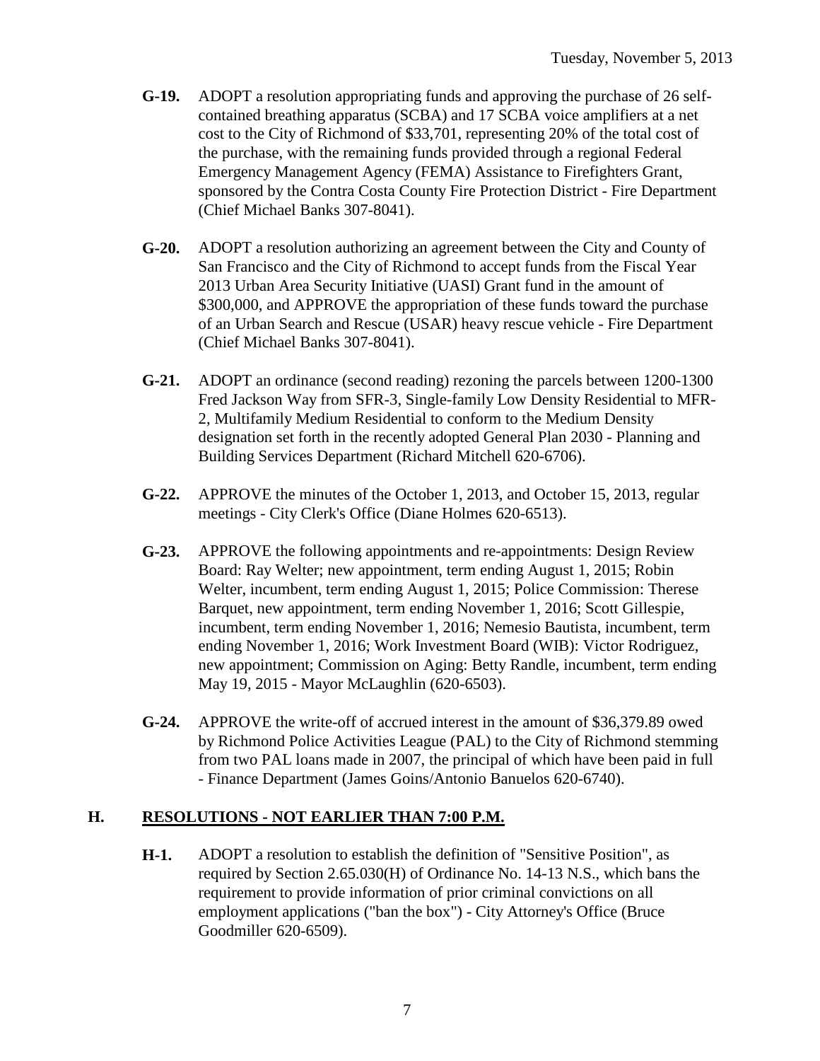**G-19.** ADOPT a resolution appropriating funds and approving the purchase of 26 self-contained breathing apparatus (SCBA) and 17 SCBA voice amplifiers at a net cost to the City of Richmond of $33,701, representing 20% of the total cost of the purchase, with the remaining funds provided through a regional Federal Emergency Management Agency (FEMA) Assistance to Firefighters Grant, sponsored by the Contra Costa County Fire Protection District - Fire Department (Chief Michael Banks 307-8041).

**G-20.** ADOPT a resolution authorizing an agreement between the City and County of San Francisco and the City of Richmond to accept funds from the Fiscal Year 2013 Urban Area Security Initiative (UASI) Grant fund in the amount of $300,000, and APPROVE the appropriation of these funds toward the purchase of an Urban Search and Rescue (USAR) heavy rescue vehicle - Fire Department (Chief Michael Banks 307-8041).

**G-21.** ADOPT an ordinance (second reading) rezoning the parcels between 1200-1300 Fred Jackson Way from SFR-3, Single-family Low Density Residential to MFR-2, Multifamily Medium Residential to conform to the Medium Density designation set forth in the recently adopted General Plan 2030 - Planning and Building Services Department (Richard Mitchell 620-6706).

**G-22.** APPROVE the minutes of the October 1, 2013, and October 15, 2013, regular meetings - City Clerk's Office (Diane Holmes 620-6513).

**G-23.** APPROVE the following appointments and re-appointments: Design Review Board: Ray Welter; new appointment, term ending August 1, 2015; Robin Welter, incumbent, term ending August 1, 2015; Police Commission: Therese Barquet, new appointment, term ending November 1, 2016; Scott Gillespie, incumbent, term ending November 1, 2016; Nemesio Bautista, incumbent, term ending November 1, 2016; Work Investment Board (WIB): Victor Rodriguez, new appointment; Commission on Aging: Betty Randle, incumbent, term ending May 19, 2015 - Mayor McLaughlin (620-6503).

**G-24.** APPROVE the write-off of accrued interest in the amount of $36,379.89 owed by Richmond Police Activities League (PAL) to the City of Richmond stemming from two PAL loans made in 2007, the principal of which have been paid in full - Finance Department (James Goins/Antonio Banuelos 620-6740).

## H. RESOLUTIONS - NOT EARLIER THAN 7:00 P.M.

**H-1.** ADOPT a resolution to establish the definition of "Sensitive Position", as required by Section 2.65.030(H) of Ordinance No. 14-13 N.S., which bans the requirement to provide information of prior criminal convictions on all employment applications ("ban the box") - City Attorney's Office (Bruce Goodmiller 620-6509).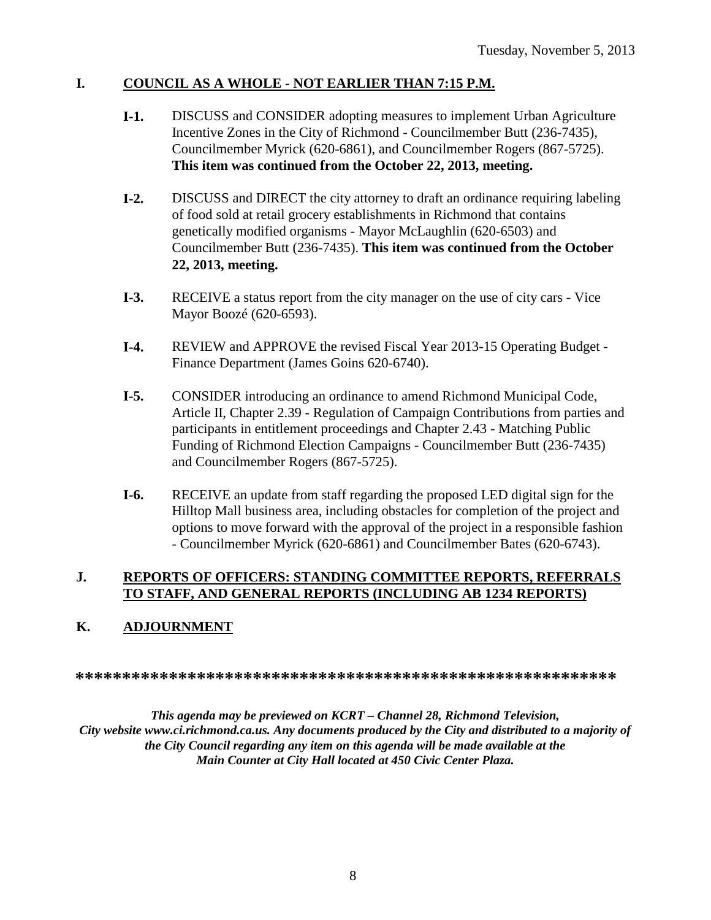Tuesday, November 5, 2013

## I. COUNCIL AS A WHOLE - NOT EARLIER THAN 7:15 P.M.

**I-1.** DISCUSS and CONSIDER adopting measures to implement Urban Agriculture Incentive Zones in the City of Richmond - Councilmember Butt (236-7435), Councilmember Myrick (620-6861), and Councilmember Rogers (867-5725). **This item was continued from the October 22, 2013, meeting.**

**I-2.** DISCUSS and DIRECT the city attorney to draft an ordinance requiring labeling of food sold at retail grocery establishments in Richmond that contains genetically modified organisms - Mayor McLaughlin (620-6503) and Councilmember Butt (236-7435). **This item was continued from the October 22, 2013, meeting.**

**I-3.** RECEIVE a status report from the city manager on the use of city cars - Vice Mayor Boozé (620-6593).

**I-4.** REVIEW and APPROVE the revised Fiscal Year 2013-15 Operating Budget - Finance Department (James Goins 620-6740).

**I-5.** CONSIDER introducing an ordinance to amend Richmond Municipal Code, Article II, Chapter 2.39 - Regulation of Campaign Contributions from parties and participants in entitlement proceedings and Chapter 2.43 - Matching Public Funding of Richmond Election Campaigns - Councilmember Butt (236-7435) and Councilmember Rogers (867-5725).

**I-6.** RECEIVE an update from staff regarding the proposed LED digital sign for the Hilltop Mall business area, including obstacles for completion of the project and options to move forward with the approval of the project in a responsible fashion - Councilmember Myrick (620-6861) and Councilmember Bates (620-6743).

## J. REPORTS OF OFFICERS: STANDING COMMITTEE REPORTS, REFERRALS TO STAFF, AND GENERAL REPORTS (INCLUDING AB 1234 REPORTS)

## K. ADJOURNMENT

**************************************************************

***This agenda may be previewed on KCRT – Channel 28, Richmond Television, City website www.ci.richmond.ca.us. Any documents produced by the City and distributed to a majority of the City Council regarding any item on this agenda will be made available at the Main Counter at City Hall located at 450 Civic Center Plaza.***